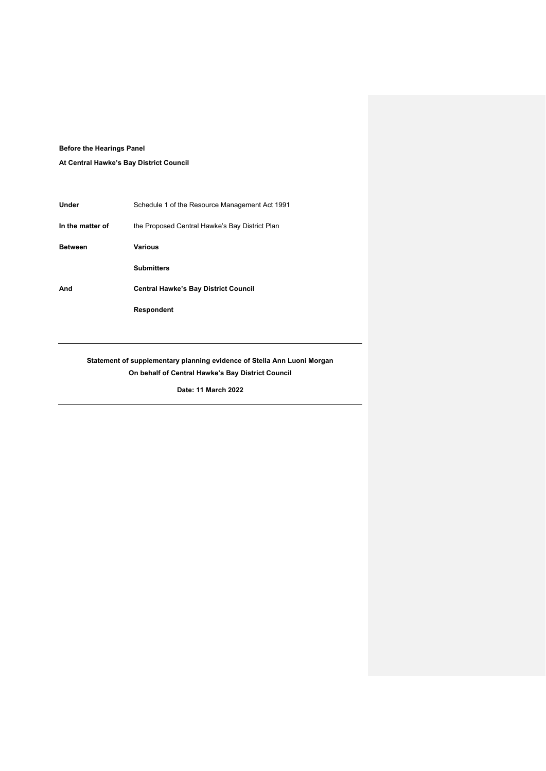**Before the Hearings Panel**

**At Central Hawke's Bay District Council**

| | |
|---|---|
| **Under** | Schedule 1 of the Resource Management Act 1991 |
| **In the matter of** | the Proposed Central Hawke's Bay District Plan |
| **Between** | **Various** |
| | **Submitters** |
| **And** | **Central Hawke's Bay District Council** |
| | **Respondent** |

---

**Statement of supplementary planning evidence of Stella Ann Luoni Morgan**

**On behalf of Central Hawke's Bay District Council**

**Date: 11 March 2022**

---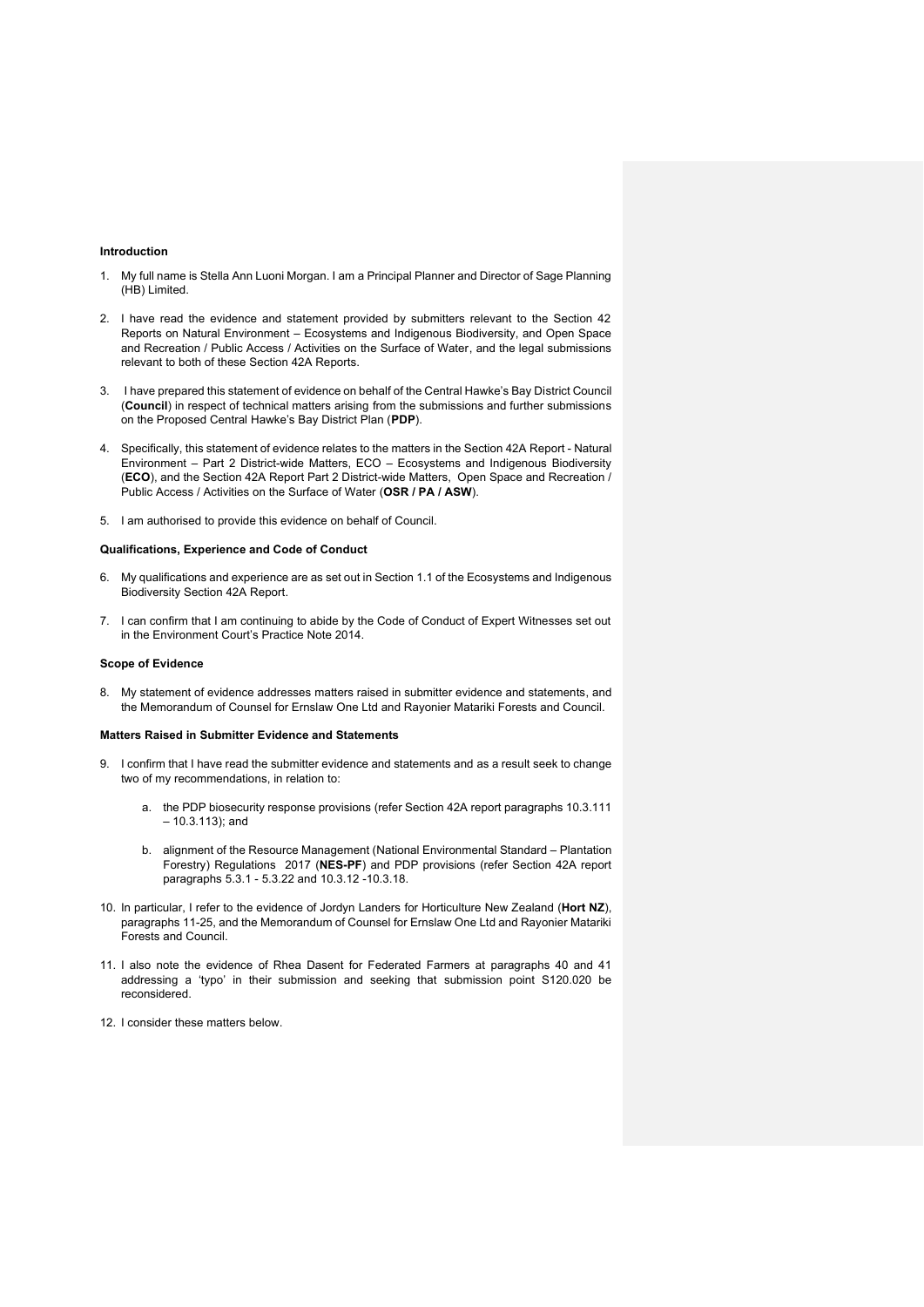**Introduction**

1. My full name is Stella Ann Luoni Morgan. I am a Principal Planner and Director of Sage Planning (HB) Limited.

2. I have read the evidence and statement provided by submitters relevant to the Section 42 Reports on Natural Environment – Ecosystems and Indigenous Biodiversity, and Open Space and Recreation / Public Access / Activities on the Surface of Water, and the legal submissions relevant to both of these Section 42A Reports.

3. I have prepared this statement of evidence on behalf of the Central Hawke's Bay District Council (**Council**) in respect of technical matters arising from the submissions and further submissions on the Proposed Central Hawke's Bay District Plan (**PDP**).

4. Specifically, this statement of evidence relates to the matters in the Section 42A Report - Natural Environment – Part 2 District-wide Matters, ECO – Ecosystems and Indigenous Biodiversity (**ECO**), and the Section 42A Report Part 2 District-wide Matters, Open Space and Recreation / Public Access / Activities on the Surface of Water (**OSR / PA / ASW**).

5. I am authorised to provide this evidence on behalf of Council.

**Qualifications, Experience and Code of Conduct**

6. My qualifications and experience are as set out in Section 1.1 of the Ecosystems and Indigenous Biodiversity Section 42A Report.

7. I can confirm that I am continuing to abide by the Code of Conduct of Expert Witnesses set out in the Environment Court's Practice Note 2014.

**Scope of Evidence**

8. My statement of evidence addresses matters raised in submitter evidence and statements, and the Memorandum of Counsel for Ernslaw One Ltd and Rayonier Matariki Forests and Council.

**Matters Raised in Submitter Evidence and Statements**

9. I confirm that I have read the submitter evidence and statements and as a result seek to change two of my recommendations, in relation to:

   a. the PDP biosecurity response provisions (refer Section 42A report paragraphs 10.3.111 – 10.3.113); and

   b. alignment of the Resource Management (National Environmental Standard – Plantation Forestry) Regulations 2017 (**NES-PF**) and PDP provisions (refer Section 42A report paragraphs 5.3.1 - 5.3.22 and 10.3.12 -10.3.18.

10. In particular, I refer to the evidence of Jordyn Landers for Horticulture New Zealand (**Hort NZ**), paragraphs 11-25, and the Memorandum of Counsel for Ernslaw One Ltd and Rayonier Matariki Forests and Council.

11. I also note the evidence of Rhea Dasent for Federated Farmers at paragraphs 40 and 41 addressing a 'typo' in their submission and seeking that submission point S120.020 be reconsidered.

12. I consider these matters below.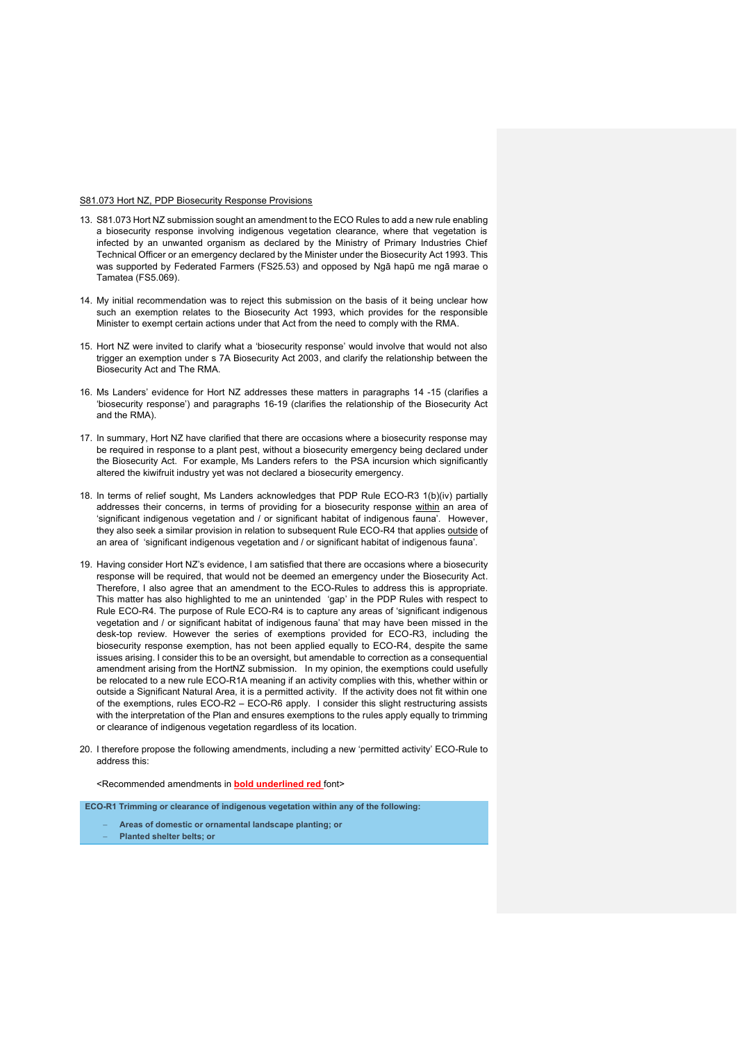S81.073 Hort NZ, PDP Biosecurity Response Provisions

13. S81.073 Hort NZ submission sought an amendment to the ECO Rules to add a new rule enabling a biosecurity response involving indigenous vegetation clearance, where that vegetation is infected by an unwanted organism as declared by the Ministry of Primary Industries Chief Technical Officer or an emergency declared by the Minister under the Biosecurity Act 1993. This was supported by Federated Farmers (FS25.53) and opposed by Ngā hapū me ngā marae o Tamatea (FS5.069).

14. My initial recommendation was to reject this submission on the basis of it being unclear how such an exemption relates to the Biosecurity Act 1993, which provides for the responsible Minister to exempt certain actions under that Act from the need to comply with the RMA.

15. Hort NZ were invited to clarify what a 'biosecurity response' would involve that would not also trigger an exemption under s 7A Biosecurity Act 2003, and clarify the relationship between the Biosecurity Act and The RMA.

16. Ms Landers' evidence for Hort NZ addresses these matters in paragraphs 14 -15 (clarifies a 'biosecurity response') and paragraphs 16-19 (clarifies the relationship of the Biosecurity Act and the RMA).

17. In summary, Hort NZ have clarified that there are occasions where a biosecurity response may be required in response to a plant pest, without a biosecurity emergency being declared under the Biosecurity Act. For example, Ms Landers refers to the PSA incursion which significantly altered the kiwifruit industry yet was not declared a biosecurity emergency.

18. In terms of relief sought, Ms Landers acknowledges that PDP Rule ECO-R3 1(b)(iv) partially addresses their concerns, in terms of providing for a biosecurity response within an area of 'significant indigenous vegetation and / or significant habitat of indigenous fauna'. However, they also seek a similar provision in relation to subsequent Rule ECO-R4 that applies outside of an area of 'significant indigenous vegetation and / or significant habitat of indigenous fauna'.

19. Having consider Hort NZ's evidence, I am satisfied that there are occasions where a biosecurity response will be required, that would not be deemed an emergency under the Biosecurity Act. Therefore, I also agree that an amendment to the ECO-Rules to address this is appropriate. This matter has also highlighted to me an unintended 'gap' in the PDP Rules with respect to Rule ECO-R4. The purpose of Rule ECO-R4 is to capture any areas of 'significant indigenous vegetation and / or significant habitat of indigenous fauna' that may have been missed in the desk-top review. However the series of exemptions provided for ECO-R3, including the biosecurity response exemption, has not been applied equally to ECO-R4, despite the same issues arising. I consider this to be an oversight, but amendable to correction as a consequential amendment arising from the HortNZ submission. In my opinion, the exemptions could usefully be relocated to a new rule ECO-R1A meaning if an activity complies with this, whether within or outside a Significant Natural Area, it is a permitted activity. If the activity does not fit within one of the exemptions, rules ECO-R2 – ECO-R6 apply. I consider this slight restructuring assists with the interpretation of the Plan and ensures exemptions to the rules apply equally to trimming or clearance of indigenous vegetation regardless of its location.

20. I therefore propose the following amendments, including a new 'permitted activity' ECO-Rule to address this:

<Recommended amendments in **bold underlined red** font>

**ECO-R1 Trimming or clearance of indigenous vegetation within any of the following:**

- **Areas of domestic or ornamental landscape planting; or**
- **Planted shelter belts; or**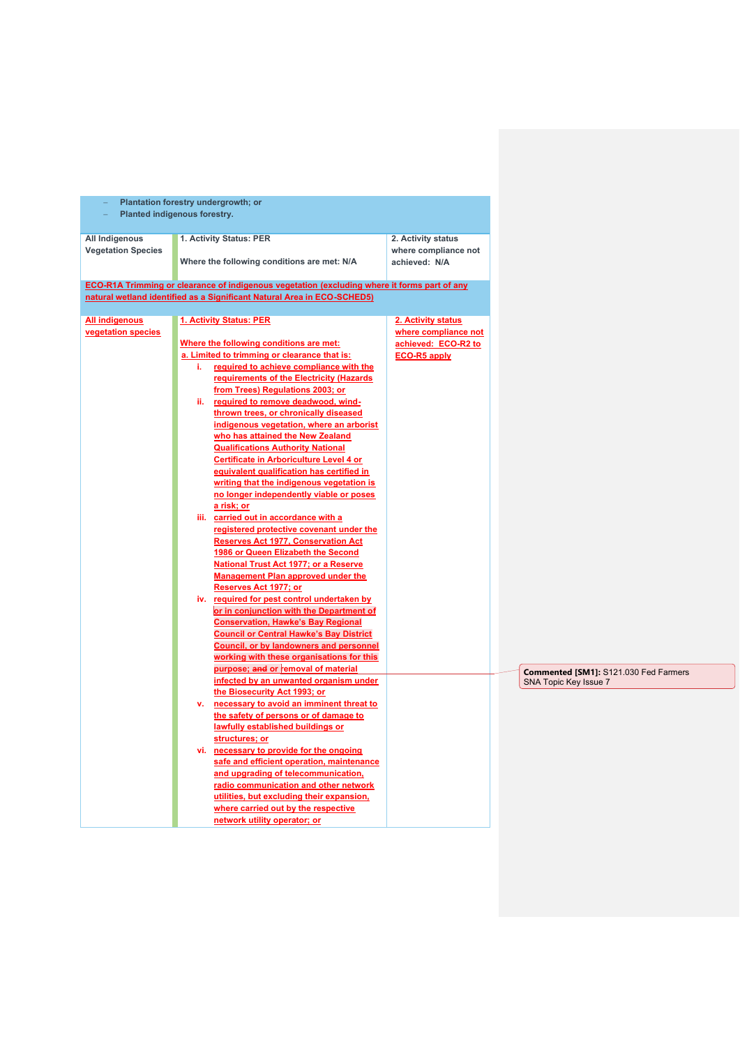| – Plantation forestry undergrowth; or<br>– Planted indigenous forestry. | | |
|---|---|---|
| All Indigenous Vegetation Species | 1. Activity Status: PER<br><br>Where the following conditions are met: N/A | 2. Activity status where compliance not achieved: N/A |
| **ECO-R1A Trimming or clearance of indigenous vegetation (excluding where it forms part of any natural wetland identified as a Significant Natural Area in ECO-SCHED5)** | | |
| All indigenous vegetation species | 1. Activity Status: PER<br><br>Where the following conditions are met:<br>a. Limited to trimming or clearance that is:<br>i. required to achieve compliance with the requirements of the Electricity (Hazards from Trees) Regulations 2003; or<br>ii. required to remove deadwood, wind-thrown trees, or chronically diseased indigenous vegetation, where an arborist who has attained the New Zealand Qualifications Authority National Certificate in Arboriculture Level 4 or equivalent qualification has certified in writing that the indigenous vegetation is no longer independently viable or poses a risk; or<br>iii. carried out in accordance with a registered protective covenant under the Reserves Act 1977, Conservation Act 1986 or Queen Elizabeth the Second National Trust Act 1977; or a Reserve Management Plan approved under the Reserves Act 1977; or<br>iv. required for pest control undertaken by or in conjunction with the Department of Conservation, Hawke's Bay Regional Council or Central Hawke's Bay District Council, or by landowners and personnel working with these organisations for this purpose; ~~and~~ or removal of material infected by an unwanted organism under the Biosecurity Act 1993; or<br>v. necessary to avoid an imminent threat to the safety of persons or of damage to lawfully established buildings or structures; or<br>vi. necessary to provide for the ongoing safe and efficient operation, maintenance and upgrading of telecommunication, radio communication and other network utilities, but excluding their expansion, where carried out by the respective network utility operator; or | 2. Activity status where compliance not achieved: ECO-R2 to ECO-R5 apply |

**Commented [SM1]:** S121.030 Fed Farmers SNA Topic Key Issue 7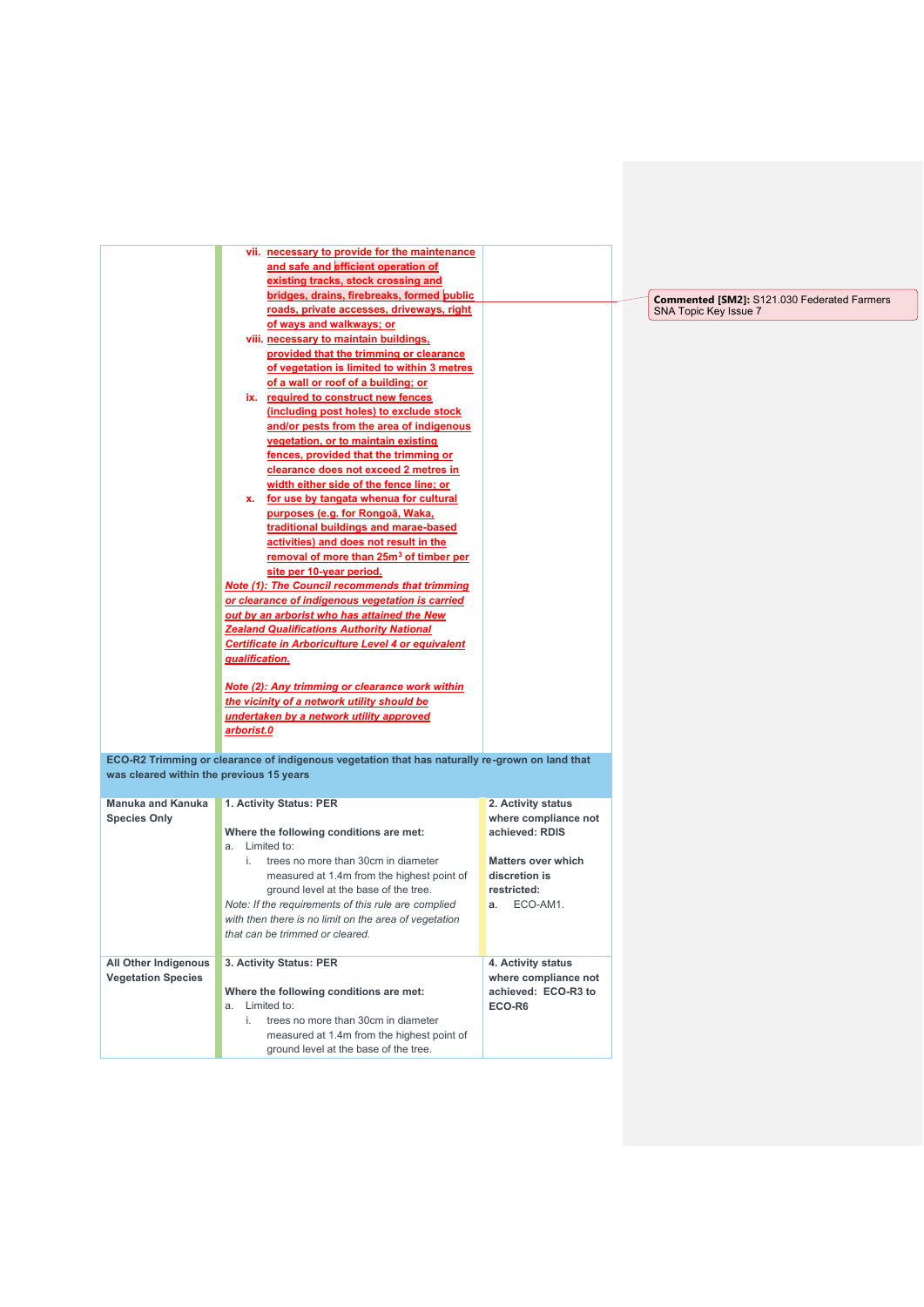| | | |
|---|---|---|
| | vii. necessary to provide for the maintenance and safe and efficient operation of existing tracks, stock crossing and bridges, drains, firebreaks, formed public roads, private accesses, driveways, right of ways and walkways; or<br>viii. necessary to maintain buildings, provided that the trimming or clearance of vegetation is limited to within 3 metres of a wall or roof of a building; or<br>ix. required to construct new fences (including post holes) to exclude stock and/or pests from the area of indigenous vegetation, or to maintain existing fences, provided that the trimming or clearance does not exceed 2 metres in width either side of the fence line; or<br>x. for use by tangata whenua for cultural purposes (e.g. for Rongoā, Waka, traditional buildings and marae-based activities) and does not result in the removal of more than 25m³ of timber per site per 10-year period.<br>*Note (1): The Council recommends that trimming or clearance of indigenous vegetation is carried out by an arborist who has attained the New Zealand Qualifications Authority National Certificate in Arboriculture Level 4 or equivalent qualification.*<br><br>*Note (2): Any trimming or clearance work within the vicinity of a network utility should be undertaken by a network utility approved arborist.0* | |
| **ECO-R2 Trimming or clearance of indigenous vegetation that has naturally re-grown on land that was cleared within the previous 15 years** | | |
| **Manuka and Kanuka Species Only** | **1. Activity Status: PER**<br><br>**Where the following conditions are met:**<br>a. Limited to:<br>i. trees no more than 30cm in diameter measured at 1.4m from the highest point of ground level at the base of the tree.<br>*Note: If the requirements of this rule are complied with then there is no limit on the area of vegetation that can be trimmed or cleared.* | **2. Activity status where compliance not achieved: RDIS**<br><br>**Matters over which discretion is restricted:**<br>a. ECO-AM1. |
| **All Other Indigenous Vegetation Species** | **3. Activity Status: PER**<br><br>**Where the following conditions are met:**<br>a. Limited to:<br>i. trees no more than 30cm in diameter measured at 1.4m from the highest point of ground level at the base of the tree. | **4. Activity status where compliance not achieved: ECO-R3 to ECO-R6** |

**Commented [SM2]:** S121.030 Federated Farmers SNA Topic Key Issue 7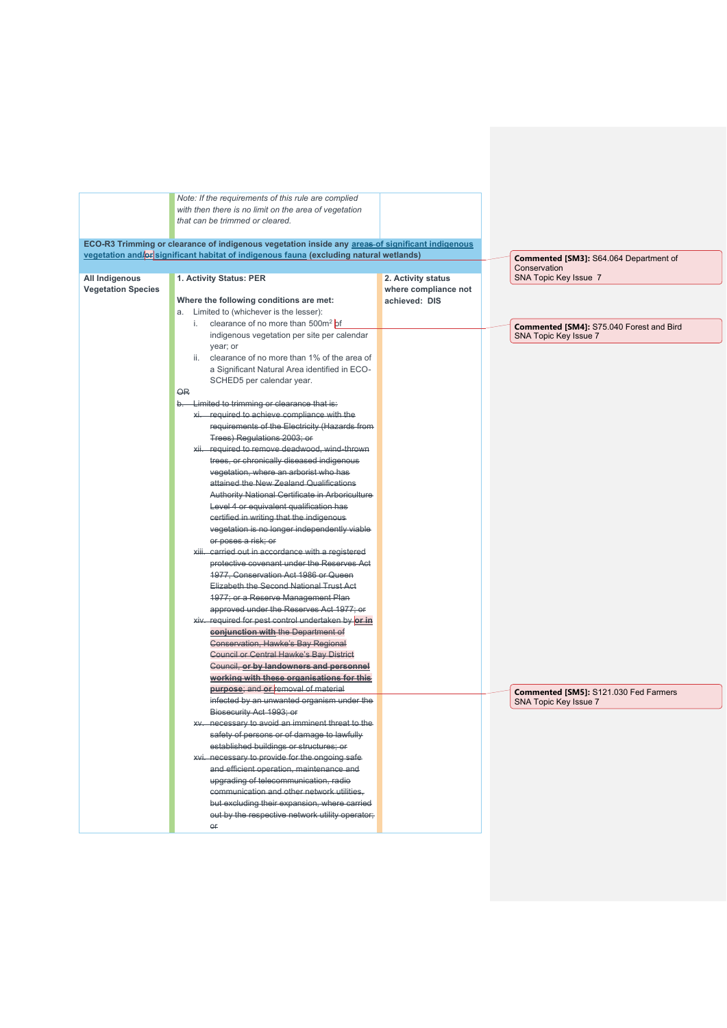| | *Note: If the requirements of this rule are complied with then there is no limit on the area of vegetation that can be trimmed or cleared.* | |
|---|---|---|
| **ECO-R3 Trimming or clearance of indigenous vegetation inside any ~~areas of~~ significant indigenous vegetation and/~~or~~ significant habitat of indigenous fauna (excluding natural wetlands)** | | |
| **All Indigenous Vegetation Species** | **1. Activity Status: PER**<br><br>**Where the following conditions are met:**<br>a. Limited to (whichever is the lesser):<br>i. clearance of no more than 500m² of indigenous vegetation per site per calendar year; or<br>ii. clearance of no more than 1% of the area of a Significant Natural Area identified in ECO-SCHED5 per calendar year.<br>~~OR~~<br>~~b. Limited to trimming or clearance that is:~~<br>~~xi. required to achieve compliance with the requirements of the Electricity (Hazards from Trees) Regulations 2003; or~~<br>~~xii. required to remove deadwood, wind-thrown trees, or chronically diseased indigenous vegetation, where an arborist who has attained the New Zealand Qualifications Authority National Certificate in Arboriculture Level 4 or equivalent qualification has certified in writing that the indigenous vegetation is no longer independently viable or poses a risk; or~~<br>~~xiii. carried out in accordance with a registered protective covenant under the Reserves Act 1977, Conservation Act 1986 or Queen Elizabeth the Second National Trust Act 1977; or a Reserve Management Plan approved under the Reserves Act 1977; or~~<br>~~xiv. required for pest control undertaken by **or in conjunction with** the Department of Conservation, Hawke's Bay Regional Council or Central Hawke's Bay District Council, **or by landowners and personnel working with these organisations for this purpose**; and or removal of material infected by an unwanted organism under the Biosecurity Act 1993; or~~<br>~~xv. necessary to avoid an imminent threat to the safety of persons or of damage to lawfully established buildings or structures; or~~<br>~~xvi. necessary to provide for the ongoing safe and efficient operation, maintenance and upgrading of telecommunication, radio communication and other network utilities, but excluding their expansion, where carried out by the respective network utility operator; or~~ | **2. Activity status where compliance not achieved: DIS** |

**Commented [SM3]:** S64.064 Department of Conservation
SNA Topic Key Issue 7

**Commented [SM4]:** S75.040 Forest and Bird
SNA Topic Key Issue 7

**Commented [SM5]:** S121.030 Fed Farmers
SNA Topic Key Issue 7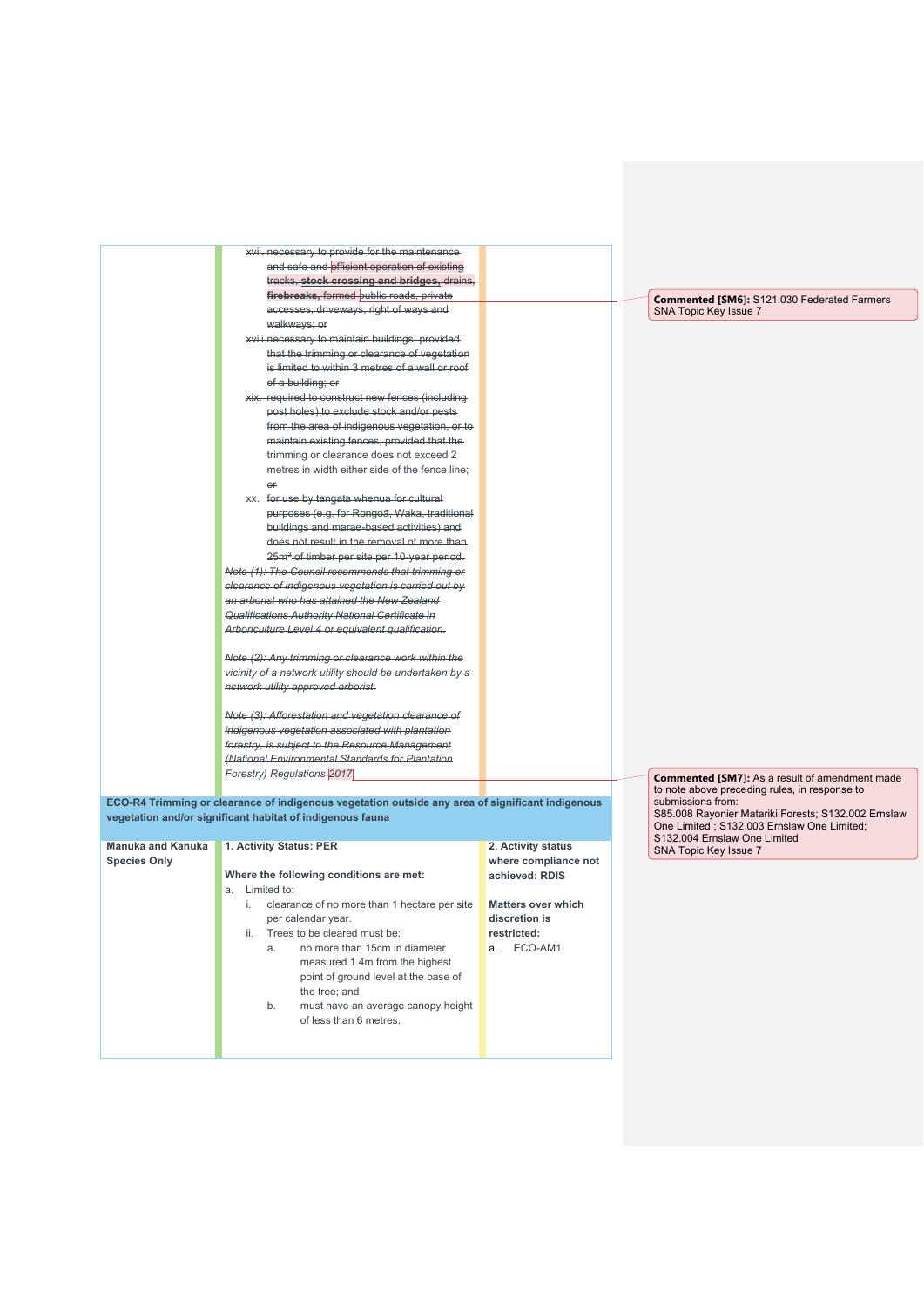| | | |
|---|---|---|
| | ~~xvii. necessary to provide for the maintenance and safe and efficient operation of existing tracks, **stock crossing and bridges,** drains, **firebreaks,** formed public roads, private accesses, driveways, right of ways and walkways; or~~<br>~~xviii. necessary to maintain buildings, provided that the trimming or clearance of vegetation is limited to within 3 metres of a wall or roof of a building; or~~<br>~~xix. required to construct new fences (including post holes) to exclude stock and/or pests from the area of indigenous vegetation, or to maintain existing fences, provided that the trimming or clearance does not exceed 2 metres in width either side of the fence line; or~~<br>~~xx. for use by tangata whenua for cultural purposes (e.g. for Rongoā, Waka, traditional buildings and marae-based activities) and does not result in the removal of more than 25m³ of timber per site per 10-year period.~~<br><br>~~*Note (1): The Council recommends that trimming or clearance of indigenous vegetation is carried out by an arborist who has attained the New Zealand Qualifications Authority National Certificate in Arboriculture Level 4 or equivalent qualification.*~~<br><br>~~*Note (2): Any trimming or clearance work within the vicinity of a network utility should be undertaken by a network utility approved arborist.*~~<br><br>~~*Note (3): Afforestation and vegetation clearance of indigenous vegetation associated with plantation forestry, is subject to the Resource Management (National Environmental Standards for Plantation Forestry) Regulations 2017.*~~ | |
| **ECO-R4 Trimming or clearance of indigenous vegetation outside any area of significant indigenous vegetation and/or significant habitat of indigenous fauna** | | |
| **Manuka and Kanuka Species Only** | **1. Activity Status: PER**<br><br>**Where the following conditions are met:**<br>a. Limited to:<br>i. clearance of no more than 1 hectare per site per calendar year.<br>ii. Trees to be cleared must be:<br>a. no more than 15cm in diameter measured 1.4m from the highest point of ground level at the base of the tree; and<br>b. must have an average canopy height of less than 6 metres. | **2. Activity status where compliance not achieved: RDIS**<br><br>**Matters over which discretion is restricted:**<br>a. ECO-AM1. |

**Commented [SM6]:** S121.030 Federated Farmers SNA Topic Key Issue 7

**Commented [SM7]:** As a result of amendment made to note above preceding rules, in response to submissions from:
S85.008 Rayonier Matariki Forests; S132.002 Ernslaw One Limited ; S132.003 Ernslaw One Limited; S132.004 Ernslaw One Limited
SNA Topic Key Issue 7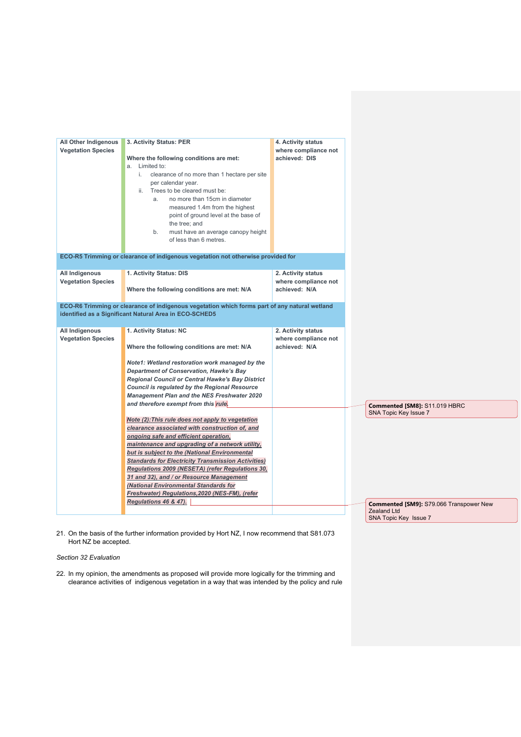| | | |
|---|---|---|
| **All Other Indigenous Vegetation Species** | **3. Activity Status: PER**<br><br>**Where the following conditions are met:**<br>a. Limited to:<br>i. clearance of no more than 1 hectare per site per calendar year.<br>ii. Trees to be cleared must be:<br>a. no more than 15cm in diameter measured 1.4m from the highest point of ground level at the base of the tree; and<br>b. must have an average canopy height of less than 6 metres. | **4. Activity status where compliance not achieved: DIS** |
| **ECO-R5 Trimming or clearance of indigenous vegetation not otherwise provided for** | | |
| **All Indigenous Vegetation Species** | **1. Activity Status: DIS**<br><br>**Where the following conditions are met: N/A** | **2. Activity status where compliance not achieved: N/A** |
| **ECO-R6 Trimming or clearance of indigenous vegetation which forms part of any natural wetland identified as a Significant Natural Area in ECO-SCHED5** | | |
| **All Indigenous Vegetation Species** | **1. Activity Status: NC**<br><br>**Where the following conditions are met: N/A**<br><br>***Note1: Wetland restoration work managed by the Department of Conservation, Hawke's Bay Regional Council or Central Hawke's Bay District Council is regulated by the Regional Resource Management Plan and the NES Freshwater 2020 and therefore exempt from this rule.***<br><br>***Note (2):This rule does not apply to vegetation clearance associated with construction of, and ongoing safe and efficient operation, maintenance and upgrading of a network utility, but is subject to the (National Environmental Standards for Electricity Transmission Activities) Regulations 2009 (NESETA) (refer Regulations 30, 31 and 32), and / or Resource Management (National Environmental Standards for Freshwater) Regulations,2020 (NES-FM), (refer Regulations 46 & 47).*** | **2. Activity status where compliance not achieved: N/A** |

**Commented [SM8]:** S11.019 HBRC SNA Topic Key Issue 7

**Commented [SM9]:** S79.066 Transpower New Zealand Ltd SNA Topic Key Issue 7

21. On the basis of the further information provided by Hort NZ, I now recommend that S81.073 Hort NZ be accepted.

*Section 32 Evaluation*

22. In my opinion, the amendments as proposed will provide more logically for the trimming and clearance activities of indigenous vegetation in a way that was intended by the policy and rule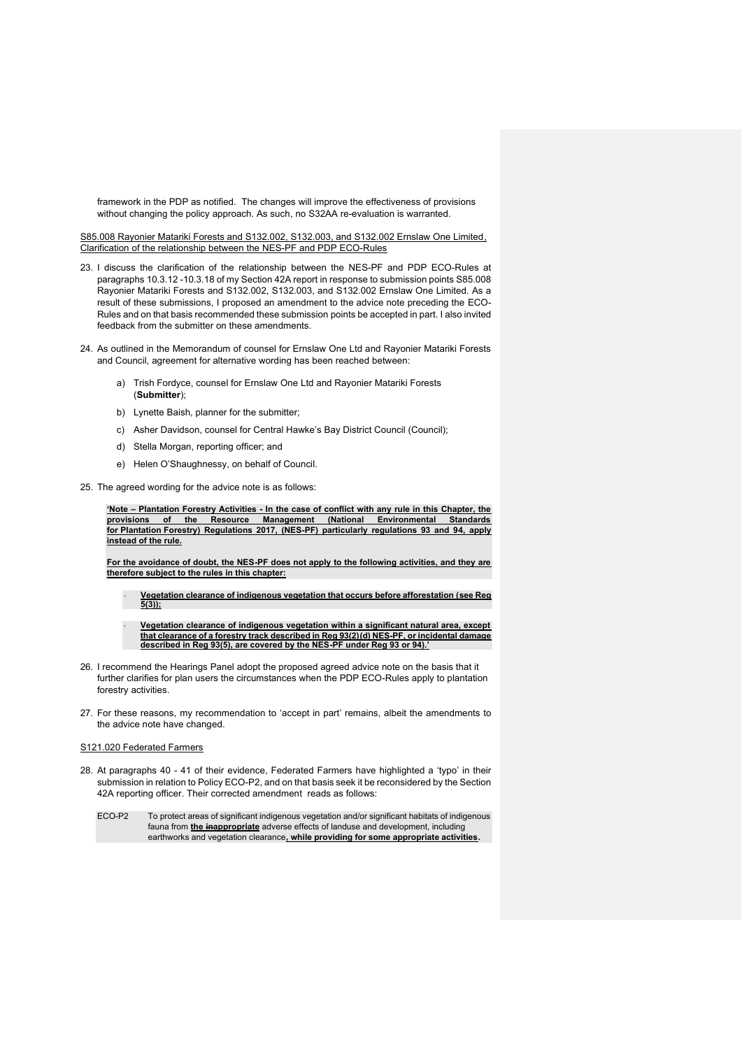framework in the PDP as notified. The changes will improve the effectiveness of provisions without changing the policy approach. As such, no S32AA re-evaluation is warranted.

<u>S85.008 Rayonier Matariki Forests and S132.002, S132.003, and S132.002 Ernslaw One Limited, Clarification of the relationship between the NES-PF and PDP ECO-Rules</u>

23. I discuss the clarification of the relationship between the NES-PF and PDP ECO-Rules at paragraphs 10.3.12 -10.3.18 of my Section 42A report in response to submission points S85.008 Rayonier Matariki Forests and S132.002, S132.003, and S132.002 Ernslaw One Limited. As a result of these submissions, I proposed an amendment to the advice note preceding the ECO-Rules and on that basis recommended these submission points be accepted in part. I also invited feedback from the submitter on these amendments.

24. As outlined in the Memorandum of counsel for Ernslaw One Ltd and Rayonier Matariki Forests and Council, agreement for alternative wording has been reached between:

    a) Trish Fordyce, counsel for Ernslaw One Ltd and Rayonier Matariki Forests (**Submitter**);

    b) Lynette Baish, planner for the submitter;

    c) Asher Davidson, counsel for Central Hawke's Bay District Council (Council);

    d) Stella Morgan, reporting officer; and

    e) Helen O'Shaughnessy, on behalf of Council.

25. The agreed wording for the advice note is as follows:

    **<u>'Note – Plantation Forestry Activities - In the case of conflict with any rule in this Chapter, the provisions of the Resource Management (National Environmental Standards for Plantation Forestry) Regulations 2017, (NES-PF) particularly regulations 93 and 94, apply instead of the rule.</u>**

    **<u>For the avoidance of doubt, the NES-PF does not apply to the following activities, and they are therefore subject to the rules in this chapter:</u>**

    - **<u>Vegetation clearance of indigenous vegetation that occurs before afforestation (see Reg 5(3));</u>**

    - **<u>Vegetation clearance of indigenous vegetation within a significant natural area, except that clearance of a forestry track described in Reg 93(2)(d) NES-PF, or incidental damage described in Reg 93(5), are covered by the NES-PF under Reg 93 or 94).'</u>**

26. I recommend the Hearings Panel adopt the proposed agreed advice note on the basis that it further clarifies for plan users the circumstances when the PDP ECO-Rules apply to plantation forestry activities.

27. For these reasons, my recommendation to 'accept in part' remains, albeit the amendments to the advice note have changed.

<u>S121.020 Federated Farmers</u>

28. At paragraphs 40 - 41 of their evidence, Federated Farmers have highlighted a 'typo' in their submission in relation to Policy ECO-P2, and on that basis seek it be reconsidered by the Section 42A reporting officer. Their corrected amendment reads as follows:

| | |
|---|---|
| ECO-P2 | To protect areas of significant indigenous vegetation and/or significant habitats of indigenous fauna from **<u>the</u>** ~~in~~**<u>appropriate</u>** adverse effects of landuse and development, including earthworks and vegetation clearance**<u>, while providing for some appropriate activities</u>**. |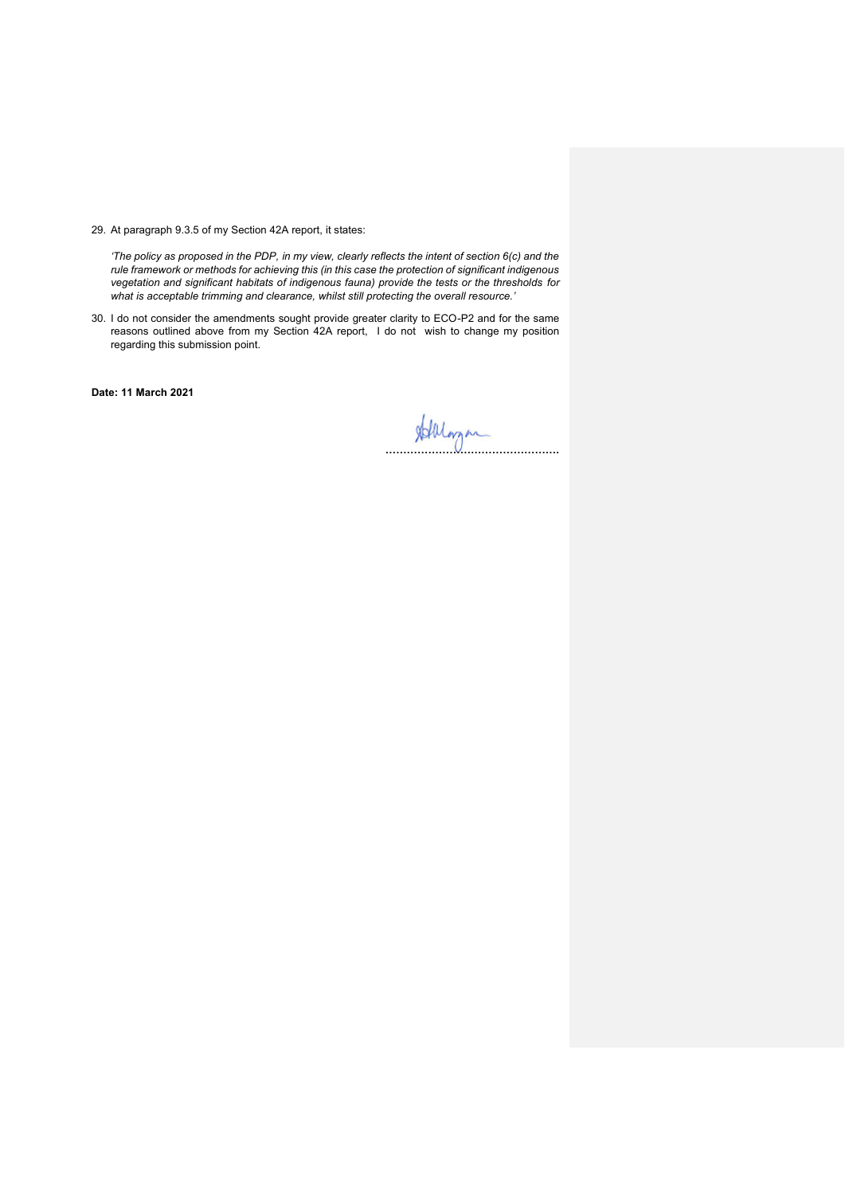29. At paragraph 9.3.5 of my Section 42A report, it states:

    *'The policy as proposed in the PDP, in my view, clearly reflects the intent of section 6(c) and the rule framework or methods for achieving this (in this case the protection of significant indigenous vegetation and significant habitats of indigenous fauna) provide the tests or the thresholds for what is acceptable trimming and clearance, whilst still protecting the overall resource.'*

30. I do not consider the amendments sought provide greater clarity to ECO-P2 and for the same reasons outlined above from my Section 42A report, I do not wish to change my position regarding this submission point.

**Date: 11 March 2021**

.............................................